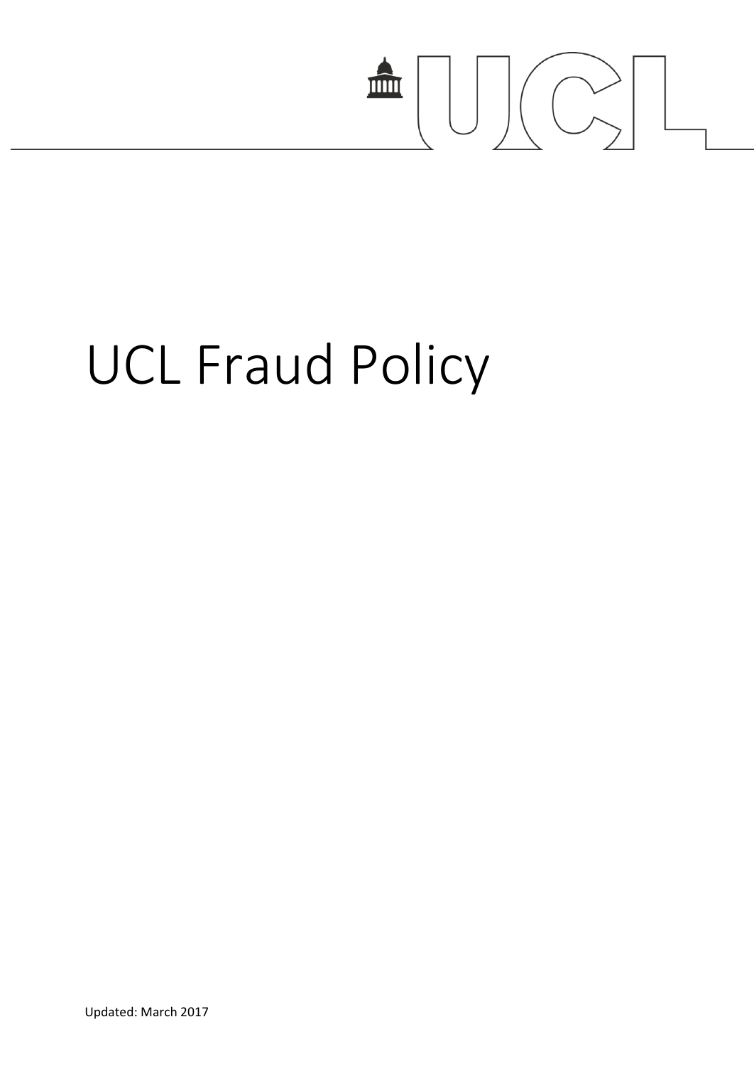# UCL Fraud Policy

Updated: March 2017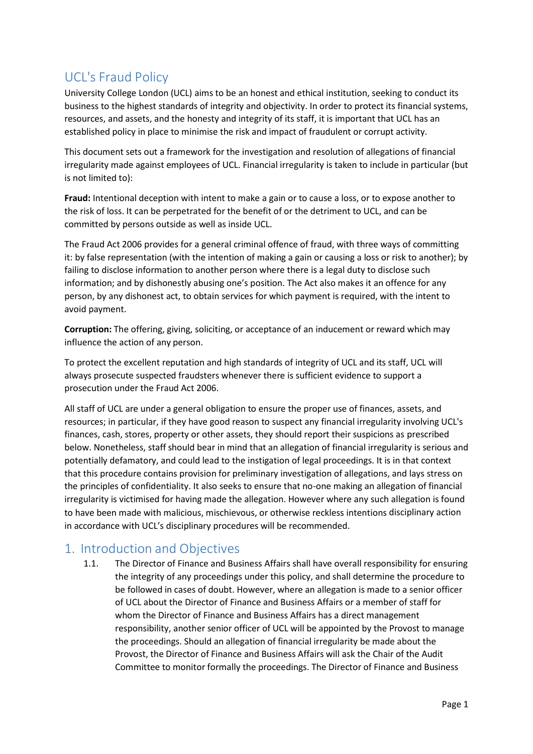# UCL's Fraud Policy

University College London (UCL) aims to be an honest and ethical institution, seeking to conduct its business to the highest standards of integrity and objectivity. In order to protect its financial systems, resources, and assets, and the honesty and integrity of its staff, it is important that UCL has an established policy in place to minimise the risk and impact of fraudulent or corrupt activity.

This document sets out a framework for the investigation and resolution of allegations of financial irregularity made against employees of UCL. Financial irregularity is taken to include in particular (but is not limited to):

**Fraud:** Intentional deception with intent to make a gain or to cause a loss, or to expose another to the risk of loss. It can be perpetrated for the benefit of or the detriment to UCL, and can be committed by persons outside as well as inside UCL.

The Fraud Act 2006 provides for a general criminal offence of fraud, with three ways of committing it: by false representation (with the intention of making a gain or causing a loss or risk to another); by failing to disclose information to another person where there is a legal duty to disclose such information; and by dishonestly abusing one's position. The Act also makes it an offence for any person, by any dishonest act, to obtain services for which payment is required, with the intent to avoid payment.

**Corruption:** The offering, giving, soliciting, or acceptance of an inducement or reward which may influence the action of any person.

To protect the excellent reputation and high standards of integrity of UCL and its staff, UCL will always prosecute suspected fraudsters whenever there is sufficient evidence to support a prosecution under the Fraud Act 2006.

All staff of UCL are under a general obligation to ensure the proper use of finances, assets, and resources; in particular, if they have good reason to suspect any financial irregularity involving UCL's finances, cash, stores, property or other assets, they should report their suspicions as prescribed below. Nonetheless, staff should bear in mind that an allegation of financial irregularity is serious and potentially defamatory, and could lead to the instigation of legal proceedings. It is in that context that this procedure contains provision for preliminary investigation of allegations, and lays stress on the principles of confidentiality. It also seeks to ensure that no-one making an allegation of financial irregularity is victimised for having made the allegation. However where any such allegation is found to have been made with malicious, mischievous, or otherwise reckless intentions disciplinary action in accordance with UCL's disciplinary procedures will be recommended.

## 1. Introduction and Objectives

1.1. The Director of Finance and Business Affairs shall have overall responsibility for ensuring the integrity of any proceedings under this policy, and shall determine the procedure to be followed in cases of doubt. However, where an allegation is made to a senior officer of UCL about the Director of Finance and Business Affairs or a member of staff for whom the Director of Finance and Business Affairs has a direct management responsibility, another senior officer of UCL will be appointed by the Provost to manage the proceedings. Should an allegation of financial irregularity be made about the Provost, the Director of Finance and Business Affairs will ask the Chair of the Audit Committee to monitor formally the proceedings. The Director of Finance and Business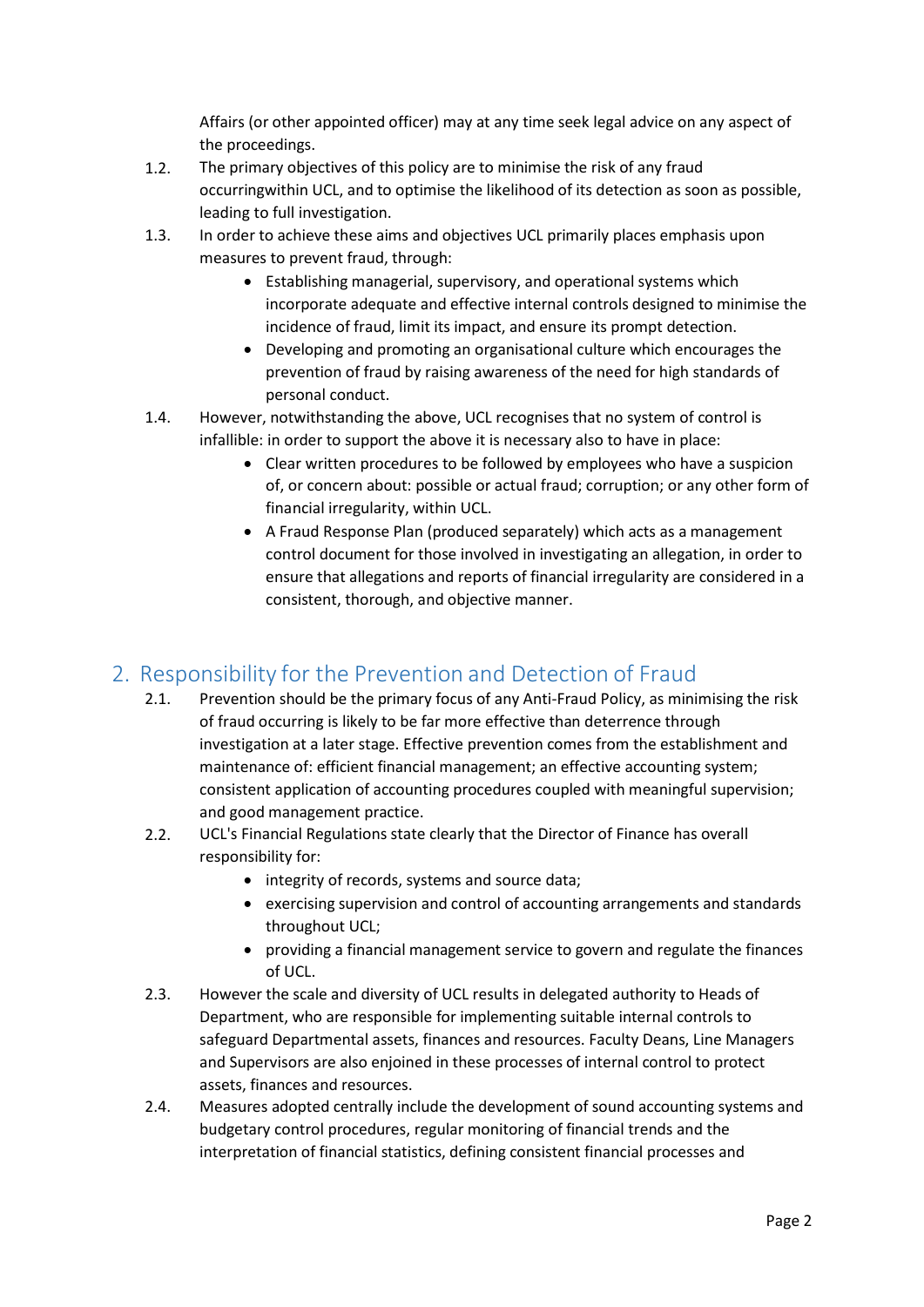Affairs (or other appointed officer) may at any time seek legal advice on any aspect of the proceedings.

1.2. The primary objectives of this policy are to minimise the risk of any fraud occurringwithin UCL, and to optimise the likelihood of its detection as soon as possible, leading to full investigation.

1.3. In order to achieve these aims and objectives UCL primarily places emphasis upon measures to prevent fraud, through:

- Establishing managerial, supervisory, and operational systems which incorporate adequate and effective internal controls designed to minimise the incidence of fraud, limit its impact, and ensure its prompt detection.
- Developing and promoting an organisational culture which encourages the prevention of fraud by raising awareness of the need for high standards of personal conduct.

1.4. However, notwithstanding the above, UCL recognises that no system of control is infallible: in order to support the above it is necessary also to have in place:

- Clear written procedures to be followed by employees who have a suspicion of, or concern about: possible or actual fraud; corruption; or any other form of financial irregularity, within UCL.
- A Fraud Response Plan (produced separately) which acts as a management control document for those involved in investigating an allegation, in order to ensure that allegations and reports of financial irregularity are considered in a consistent, thorough, and objective manner.

## 2. Responsibility for the Prevention and Detection of Fraud

2.1. Prevention should be the primary focus of any Anti-Fraud Policy, as minimising the risk of fraud occurring is likely to be far more effective than deterrence through investigation at a later stage. Effective prevention comes from the establishment and maintenance of: efficient financial management; an effective accounting system; consistent application of accounting procedures coupled with meaningful supervision; and good management practice.

2.2. UCL's Financial Regulations state clearly that the Director of Finance has overall responsibility for:

- integrity of records, systems and source data;
- exercising supervision and control of accounting arrangements and standards throughout UCL;
- providing a financial management service to govern and regulate the finances of UCL.

2.3. However the scale and diversity of UCL results in delegated authority to Heads of Department, who are responsible for implementing suitable internal controls to safeguard Departmental assets, finances and resources. Faculty Deans, Line Managers and Supervisors are also enjoined in these processes of internal control to protect assets, finances and resources.

2.4. Measures adopted centrally include the development of sound accounting systems and budgetary control procedures, regular monitoring of financial trends and the interpretation of financial statistics, defining consistent financial processes and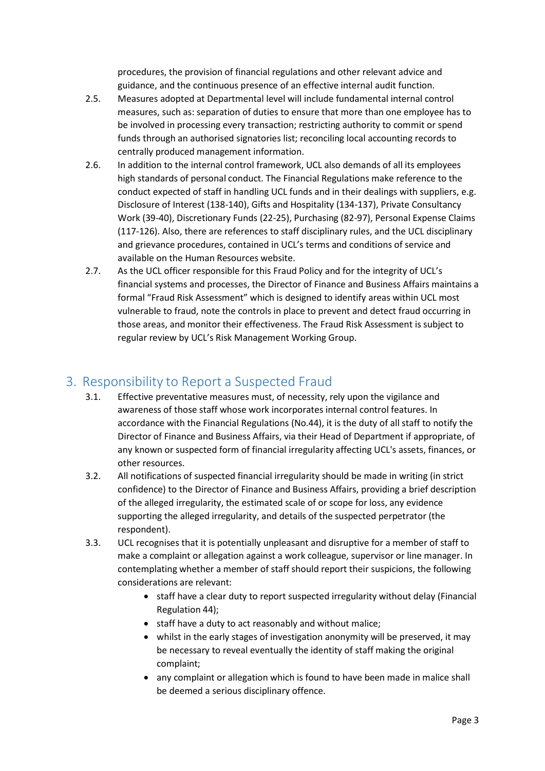procedures, the provision of financial regulations and other relevant advice and guidance, and the continuous presence of an effective internal audit function.

2.5. Measures adopted at Departmental level will include fundamental internal control measures, such as: separation of duties to ensure that more than one employee has to be involved in processing every transaction; restricting authority to commit or spend funds through an authorised signatories list; reconciling local accounting records to centrally produced management information.

2.6. In addition to the internal control framework, UCL also demands of all its employees high standards of personal conduct. The Financial Regulations make reference to the conduct expected of staff in handling UCL funds and in their dealings with suppliers, e.g. Disclosure of Interest (138-140), Gifts and Hospitality (134-137), Private Consultancy Work (39-40), Discretionary Funds (22-25), Purchasing (82-97), Personal Expense Claims (117-126). Also, there are references to staff disciplinary rules, and the UCL disciplinary and grievance procedures, contained in UCL's terms and conditions of service and available on the Human Resources website.

2.7. As the UCL officer responsible for this Fraud Policy and for the integrity of UCL's financial systems and processes, the Director of Finance and Business Affairs maintains a formal "Fraud Risk Assessment" which is designed to identify areas within UCL most vulnerable to fraud, note the controls in place to prevent and detect fraud occurring in those areas, and monitor their effectiveness. The Fraud Risk Assessment is subject to regular review by UCL's Risk Management Working Group.

## 3. Responsibility to Report a Suspected Fraud

3.1. Effective preventative measures must, of necessity, rely upon the vigilance and awareness of those staff whose work incorporates internal control features. In accordance with the Financial Regulations (No.44), it is the duty of all staff to notify the Director of Finance and Business Affairs, via their Head of Department if appropriate, of any known or suspected form of financial irregularity affecting UCL's assets, finances, or other resources.

3.2. All notifications of suspected financial irregularity should be made in writing (in strict confidence) to the Director of Finance and Business Affairs, providing a brief description of the alleged irregularity, the estimated scale of or scope for loss, any evidence supporting the alleged irregularity, and details of the suspected perpetrator (the respondent).

3.3. UCL recognises that it is potentially unpleasant and disruptive for a member of staff to make a complaint or allegation against a work colleague, supervisor or line manager. In contemplating whether a member of staff should report their suspicions, the following considerations are relevant:

- staff have a clear duty to report suspected irregularity without delay (Financial Regulation 44);
- staff have a duty to act reasonably and without malice;
- whilst in the early stages of investigation anonymity will be preserved, it may be necessary to reveal eventually the identity of staff making the original complaint;
- any complaint or allegation which is found to have been made in malice shall be deemed a serious disciplinary offence.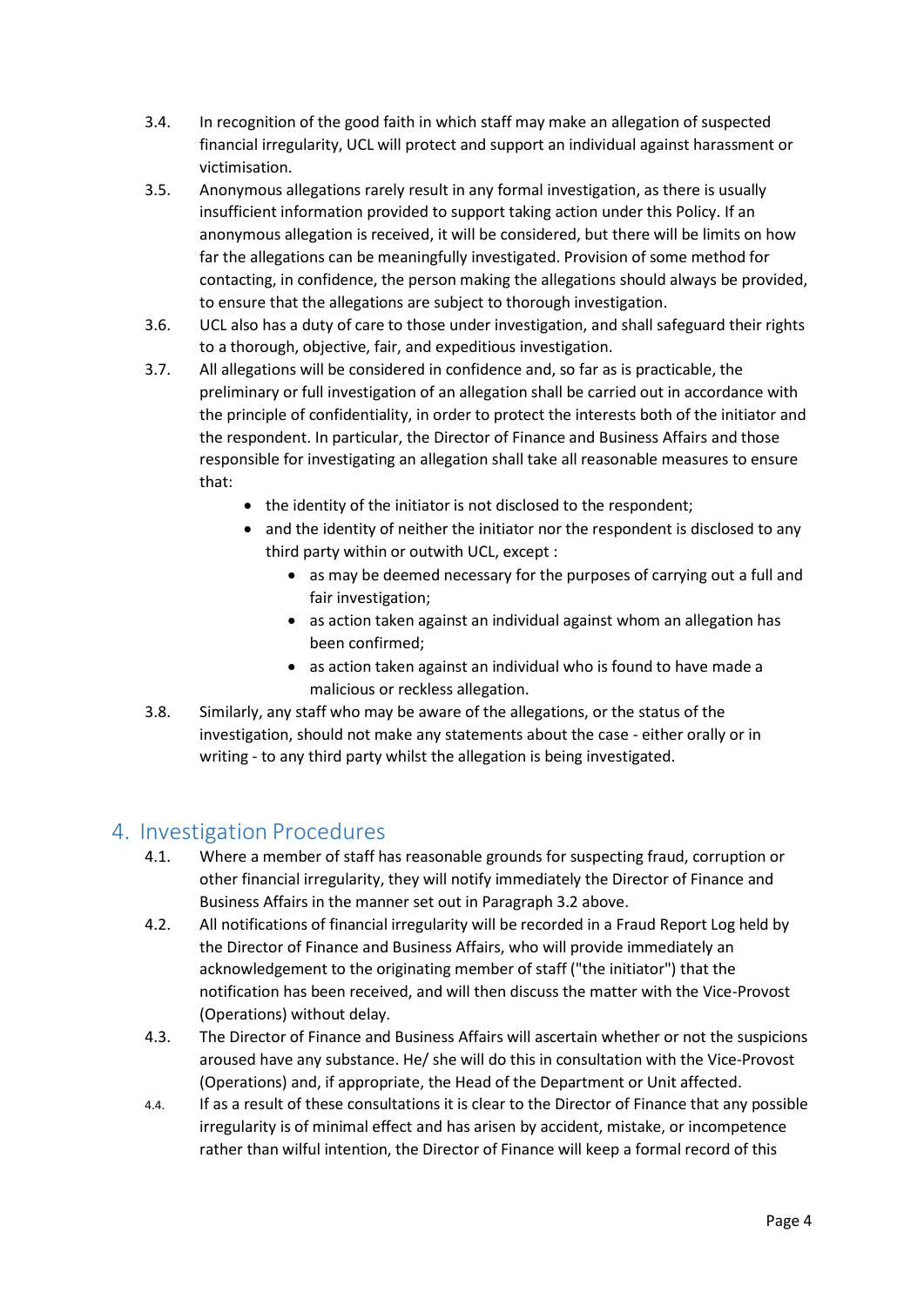3.4. In recognition of the good faith in which staff may make an allegation of suspected financial irregularity, UCL will protect and support an individual against harassment or victimisation.

3.5. Anonymous allegations rarely result in any formal investigation, as there is usually insufficient information provided to support taking action under this Policy. If an anonymous allegation is received, it will be considered, but there will be limits on how far the allegations can be meaningfully investigated. Provision of some method for contacting, in confidence, the person making the allegations should always be provided, to ensure that the allegations are subject to thorough investigation.

3.6. UCL also has a duty of care to those under investigation, and shall safeguard their rights to a thorough, objective, fair, and expeditious investigation.

3.7. All allegations will be considered in confidence and, so far as is practicable, the preliminary or full investigation of an allegation shall be carried out in accordance with the principle of confidentiality, in order to protect the interests both of the initiator and the respondent. In particular, the Director of Finance and Business Affairs and those responsible for investigating an allegation shall take all reasonable measures to ensure that:

- the identity of the initiator is not disclosed to the respondent;
- and the identity of neither the initiator nor the respondent is disclosed to any third party within or outwith UCL, except :
    - as may be deemed necessary for the purposes of carrying out a full and fair investigation;
    - as action taken against an individual against whom an allegation has been confirmed;
    - as action taken against an individual who is found to have made a malicious or reckless allegation.

3.8. Similarly, any staff who may be aware of the allegations, or the status of the investigation, should not make any statements about the case - either orally or in writing - to any third party whilst the allegation is being investigated.

## 4. Investigation Procedures

4.1. Where a member of staff has reasonable grounds for suspecting fraud, corruption or other financial irregularity, they will notify immediately the Director of Finance and Business Affairs in the manner set out in Paragraph 3.2 above.

4.2. All notifications of financial irregularity will be recorded in a Fraud Report Log held by the Director of Finance and Business Affairs, who will provide immediately an acknowledgement to the originating member of staff ("the initiator") that the notification has been received, and will then discuss the matter with the Vice-Provost (Operations) without delay.

4.3. The Director of Finance and Business Affairs will ascertain whether or not the suspicions aroused have any substance. He/ she will do this in consultation with the Vice-Provost (Operations) and, if appropriate, the Head of the Department or Unit affected.

4.4. If as a result of these consultations it is clear to the Director of Finance that any possible irregularity is of minimal effect and has arisen by accident, mistake, or incompetence rather than wilful intention, the Director of Finance will keep a formal record of this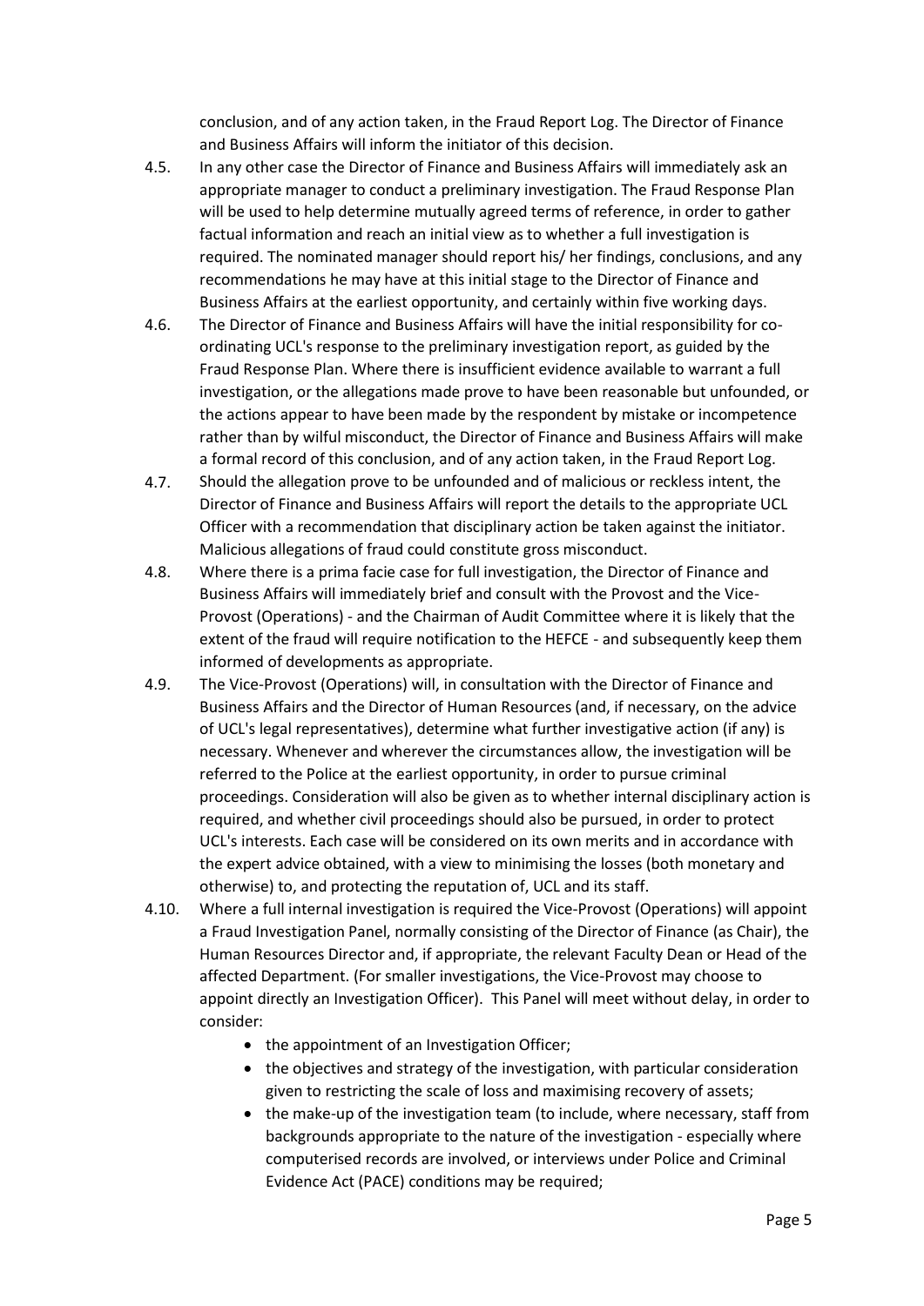conclusion, and of any action taken, in the Fraud Report Log. The Director of Finance and Business Affairs will inform the initiator of this decision.

4.5. In any other case the Director of Finance and Business Affairs will immediately ask an appropriate manager to conduct a preliminary investigation. The Fraud Response Plan will be used to help determine mutually agreed terms of reference, in order to gather factual information and reach an initial view as to whether a full investigation is required. The nominated manager should report his/ her findings, conclusions, and any recommendations he may have at this initial stage to the Director of Finance and Business Affairs at the earliest opportunity, and certainly within five working days.

4.6. The Director of Finance and Business Affairs will have the initial responsibility for co-ordinating UCL's response to the preliminary investigation report, as guided by the Fraud Response Plan. Where there is insufficient evidence available to warrant a full investigation, or the allegations made prove to have been reasonable but unfounded, or the actions appear to have been made by the respondent by mistake or incompetence rather than by wilful misconduct, the Director of Finance and Business Affairs will make a formal record of this conclusion, and of any action taken, in the Fraud Report Log.

4.7. Should the allegation prove to be unfounded and of malicious or reckless intent, the Director of Finance and Business Affairs will report the details to the appropriate UCL Officer with a recommendation that disciplinary action be taken against the initiator. Malicious allegations of fraud could constitute gross misconduct.

4.8. Where there is a prima facie case for full investigation, the Director of Finance and Business Affairs will immediately brief and consult with the Provost and the Vice-Provost (Operations) - and the Chairman of Audit Committee where it is likely that the extent of the fraud will require notification to the HEFCE - and subsequently keep them informed of developments as appropriate.

4.9. The Vice-Provost (Operations) will, in consultation with the Director of Finance and Business Affairs and the Director of Human Resources (and, if necessary, on the advice of UCL's legal representatives), determine what further investigative action (if any) is necessary. Whenever and wherever the circumstances allow, the investigation will be referred to the Police at the earliest opportunity, in order to pursue criminal proceedings. Consideration will also be given as to whether internal disciplinary action is required, and whether civil proceedings should also be pursued, in order to protect UCL's interests. Each case will be considered on its own merits and in accordance with the expert advice obtained, with a view to minimising the losses (both monetary and otherwise) to, and protecting the reputation of, UCL and its staff.

4.10. Where a full internal investigation is required the Vice-Provost (Operations) will appoint a Fraud Investigation Panel, normally consisting of the Director of Finance (as Chair), the Human Resources Director and, if appropriate, the relevant Faculty Dean or Head of the affected Department. (For smaller investigations, the Vice-Provost may choose to appoint directly an Investigation Officer). This Panel will meet without delay, in order to consider:

- the appointment of an Investigation Officer;
- the objectives and strategy of the investigation, with particular consideration given to restricting the scale of loss and maximising recovery of assets;
- the make-up of the investigation team (to include, where necessary, staff from backgrounds appropriate to the nature of the investigation - especially where computerised records are involved, or interviews under Police and Criminal Evidence Act (PACE) conditions may be required;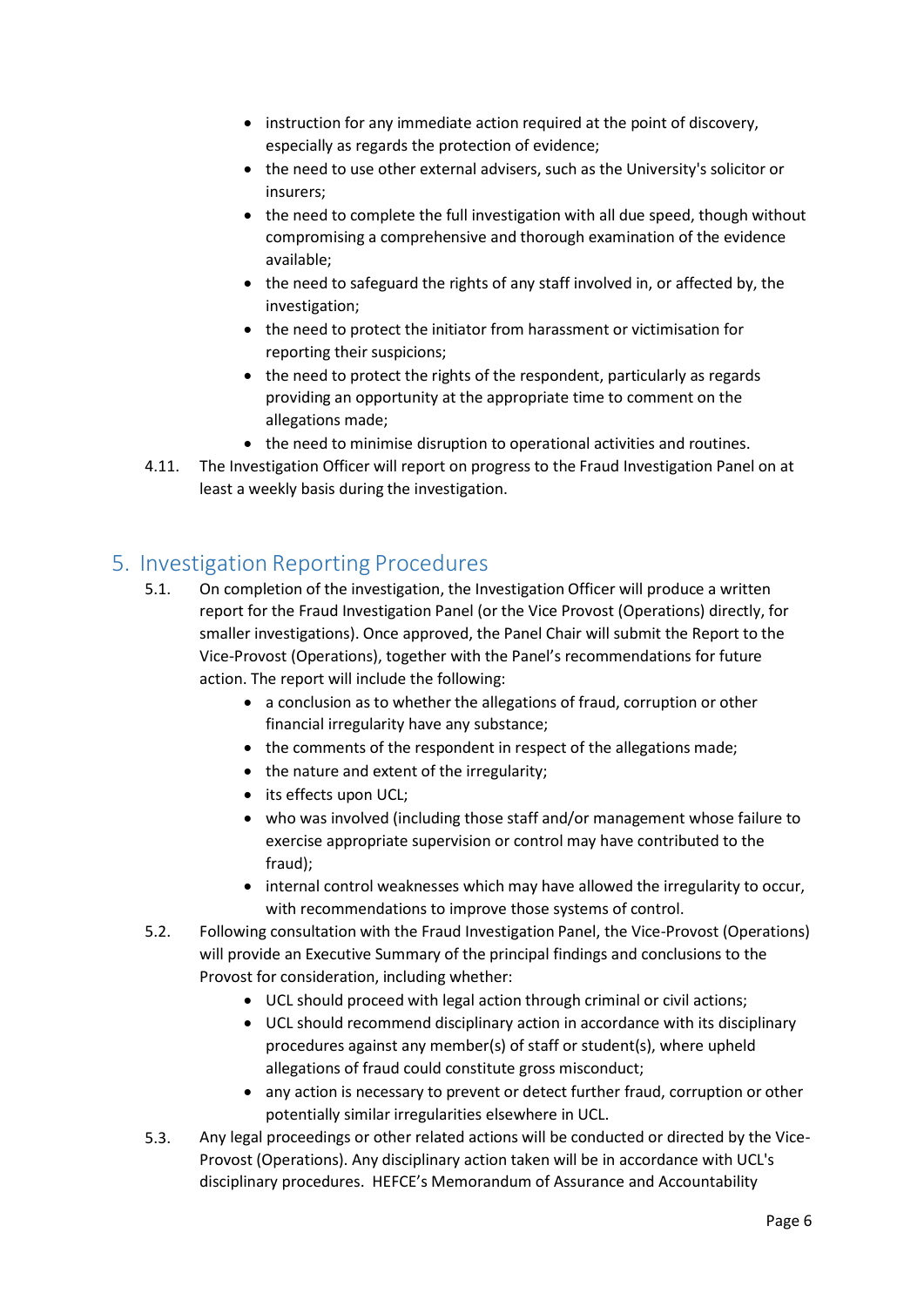- instruction for any immediate action required at the point of discovery, especially as regards the protection of evidence;
- the need to use other external advisers, such as the University's solicitor or insurers;
- the need to complete the full investigation with all due speed, though without compromising a comprehensive and thorough examination of the evidence available;
- the need to safeguard the rights of any staff involved in, or affected by, the investigation;
- the need to protect the initiator from harassment or victimisation for reporting their suspicions;
- the need to protect the rights of the respondent, particularly as regards providing an opportunity at the appropriate time to comment on the allegations made;
- the need to minimise disruption to operational activities and routines.

4.11. The Investigation Officer will report on progress to the Fraud Investigation Panel on at least a weekly basis during the investigation.

## 5. Investigation Reporting Procedures

5.1. On completion of the investigation, the Investigation Officer will produce a written report for the Fraud Investigation Panel (or the Vice Provost (Operations) directly, for smaller investigations). Once approved, the Panel Chair will submit the Report to the Vice-Provost (Operations), together with the Panel's recommendations for future action. The report will include the following:

- a conclusion as to whether the allegations of fraud, corruption or other financial irregularity have any substance;
- the comments of the respondent in respect of the allegations made;
- the nature and extent of the irregularity;
- its effects upon UCL;
- who was involved (including those staff and/or management whose failure to exercise appropriate supervision or control may have contributed to the fraud);
- internal control weaknesses which may have allowed the irregularity to occur, with recommendations to improve those systems of control.

5.2. Following consultation with the Fraud Investigation Panel, the Vice-Provost (Operations) will provide an Executive Summary of the principal findings and conclusions to the Provost for consideration, including whether:

- UCL should proceed with legal action through criminal or civil actions;
- UCL should recommend disciplinary action in accordance with its disciplinary procedures against any member(s) of staff or student(s), where upheld allegations of fraud could constitute gross misconduct;
- any action is necessary to prevent or detect further fraud, corruption or other potentially similar irregularities elsewhere in UCL.

5.3. Any legal proceedings or other related actions will be conducted or directed by the Vice-Provost (Operations). Any disciplinary action taken will be in accordance with UCL's disciplinary procedures. HEFCE's Memorandum of Assurance and Accountability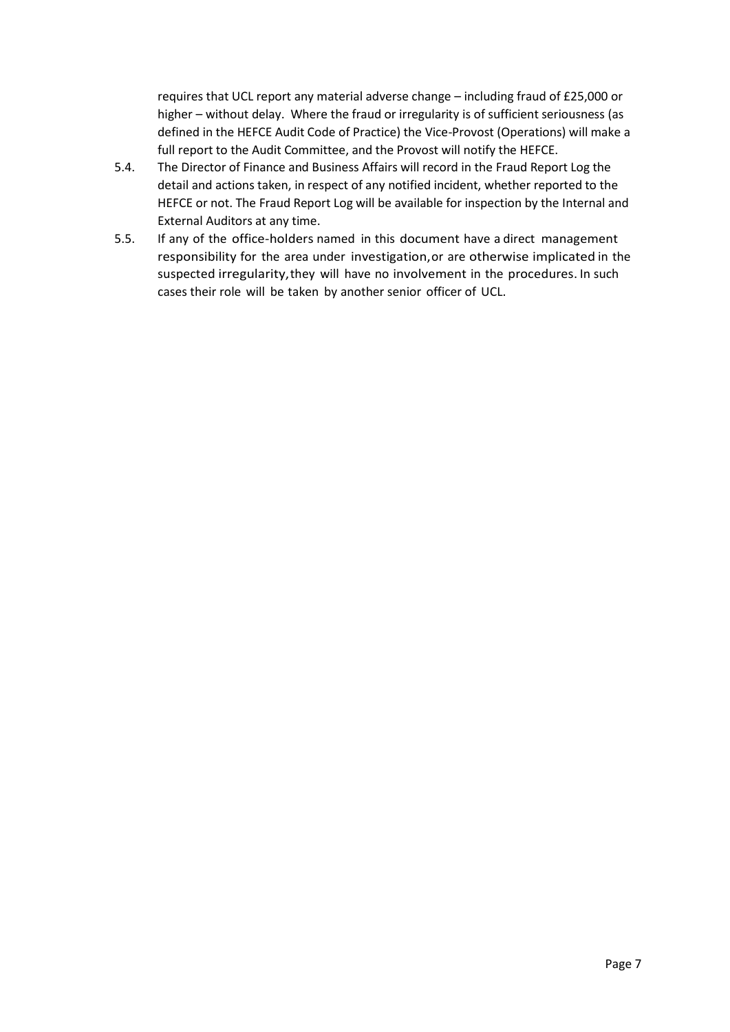requires that UCL report any material adverse change – including fraud of £25,000 or higher – without delay. Where the fraud or irregularity is of sufficient seriousness (as defined in the HEFCE Audit Code of Practice) the Vice-Provost (Operations) will make a full report to the Audit Committee, and the Provost will notify the HEFCE.

5.4. The Director of Finance and Business Affairs will record in the Fraud Report Log the detail and actions taken, in respect of any notified incident, whether reported to the HEFCE or not. The Fraud Report Log will be available for inspection by the Internal and External Auditors at any time.

5.5. If any of the office-holders named in this document have a direct management responsibility for the area under investigation, or are otherwise implicated in the suspected irregularity, they will have no involvement in the procedures. In such cases their role will be taken by another senior officer of UCL.